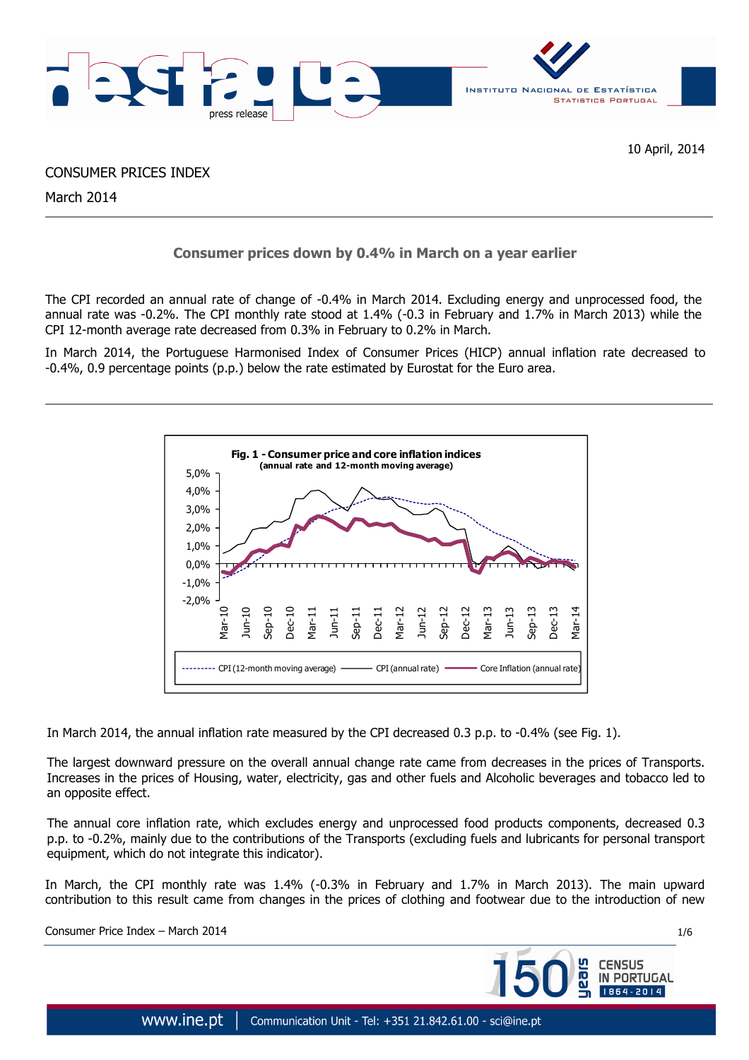10 April, 2014

CONSUMER PRICES INDEX

March 2014

## Consumer prices down by 0.4% in March on a year earlier

The CPI recorded an annual rate of change of -0.4% in March 2014. Excluding energy and unprocessed food, the annual rate was -0.2%. The CPI monthly rate stood at 1.4% (-0.3 in February and 1.7% in March 2013) while the CPI 12-month average rate decreased from 0.3% in February to 0.2% in March.

In March 2014, the Portuguese Harmonised Index of Consumer Prices (HICP) annual inflation rate decreased to -0.4%, 0.9 percentage points (p.p.) below the rate estimated by Eurostat for the Euro area.

**Fig. 1 - Consumer price and core inflation indices**
**(annual rate and 12-month moving average)**

In March 2014, the annual inflation rate measured by the CPI decreased 0.3 p.p. to -0.4% (see Fig. 1).

The largest downward pressure on the overall annual change rate came from decreases in the prices of Transports. Increases in the prices of Housing, water, electricity, gas and other fuels and Alcoholic beverages and tobacco led to an opposite effect.

The annual core inflation rate, which excludes energy and unprocessed food products components, decreased 0.3 p.p. to -0.2%, mainly due to the contributions of the Transports (excluding fuels and lubricants for personal transport equipment, which do not integrate this indicator).

In March, the CPI monthly rate was 1.4% (-0.3% in February and 1.7% in March 2013). The main upward contribution to this result came from changes in the prices of clothing and footwear due to the introduction of new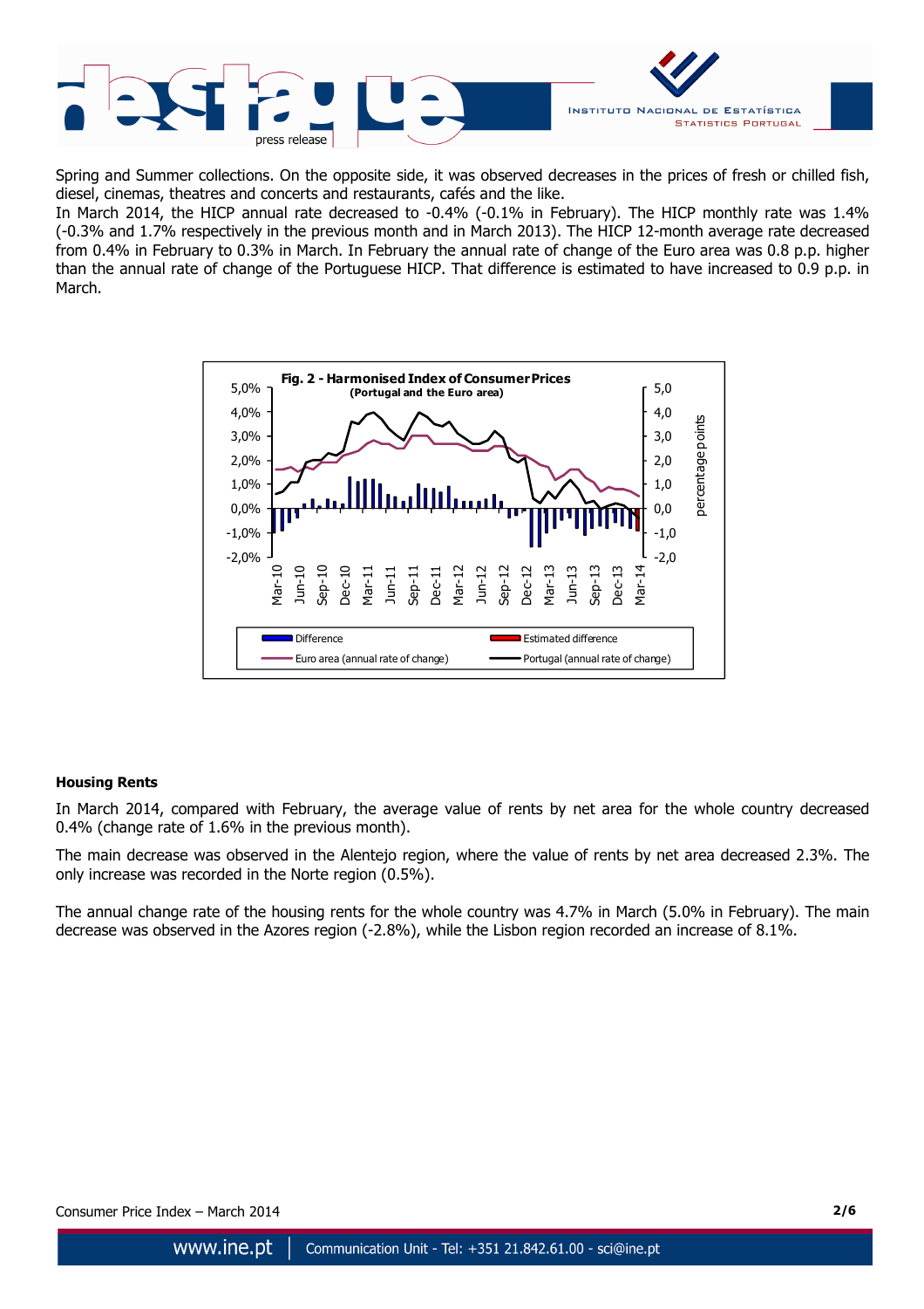Spring and Summer collections. On the opposite side, it was observed decreases in the prices of fresh or chilled fish, diesel, cinemas, theatres and concerts and restaurants, cafés and the like.

In March 2014, the HICP annual rate decreased to -0.4% (-0.1% in February). The HICP monthly rate was 1.4% (-0.3% and 1.7% respectively in the previous month and in March 2013). The HICP 12-month average rate decreased from 0.4% in February to 0.3% in March. In February the annual rate of change of the Euro area was 0.8 p.p. higher than the annual rate of change of the Portuguese HICP. That difference is estimated to have increased to 0.9 p.p. in March.

**Fig. 2 - Harmonised Index of Consumer Prices**
**(Portugal and the Euro area)**

### Housing Rents

In March 2014, compared with February, the average value of rents by net area for the whole country decreased 0.4% (change rate of 1.6% in the previous month).

The main decrease was observed in the Alentejo region, where the value of rents by net area decreased 2.3%. The only increase was recorded in the Norte region (0.5%).

The annual change rate of the housing rents for the whole country was 4.7% in March (5.0% in February). The main decrease was observed in the Azores region (-2.8%), while the Lisbon region recorded an increase of 8.1%.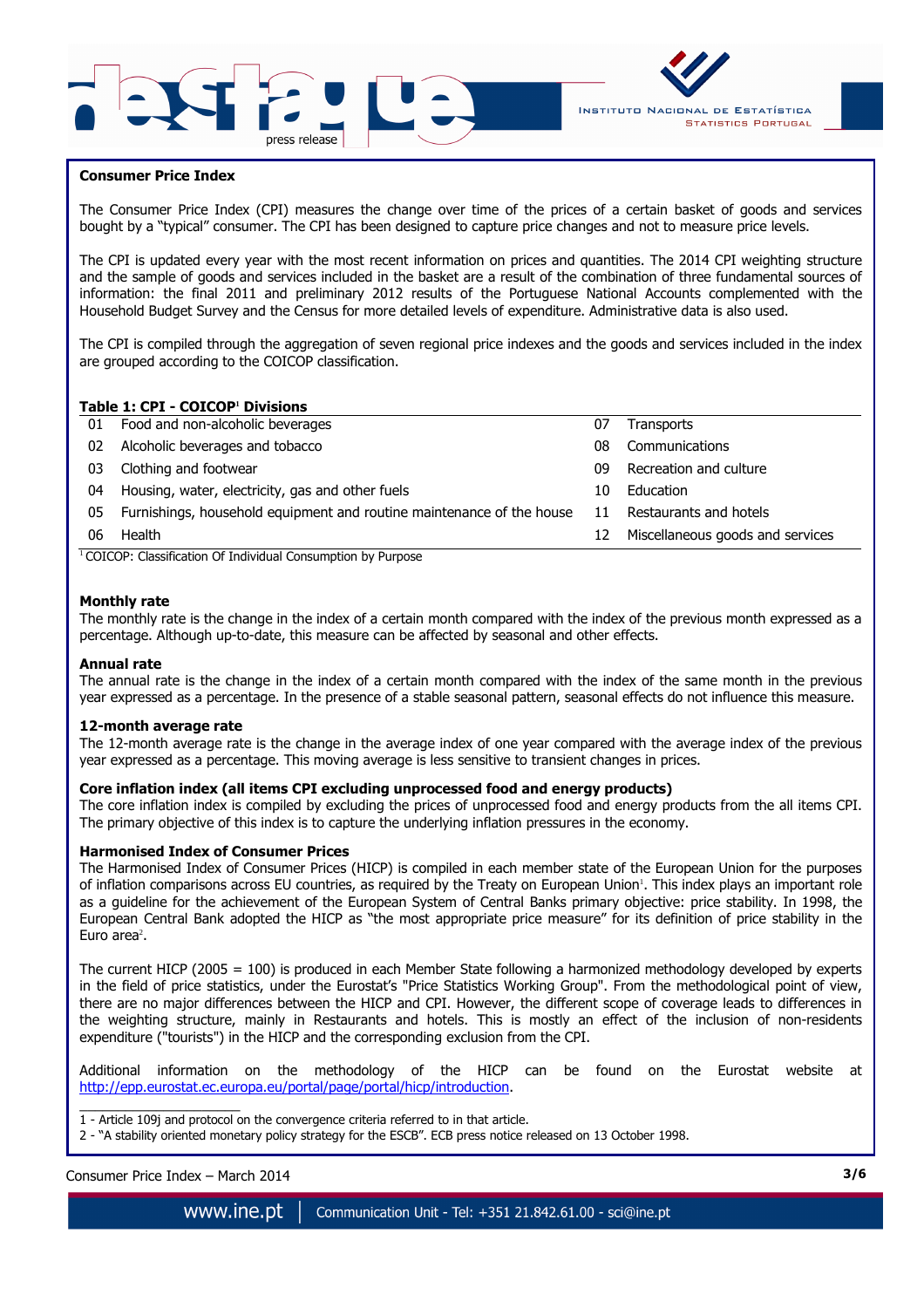## Consumer Price Index

The Consumer Price Index (CPI) measures the change over time of the prices of a certain basket of goods and services bought by a "typical" consumer. The CPI has been designed to capture price changes and not to measure price levels.

The CPI is updated every year with the most recent information on prices and quantities. The 2014 CPI weighting structure and the sample of goods and services included in the basket are a result of the combination of three fundamental sources of information: the final 2011 and preliminary 2012 results of the Portuguese National Accounts complemented with the Household Budget Survey and the Census for more detailed levels of expenditure. Administrative data is also used.

The CPI is compiled through the aggregation of seven regional price indexes and the goods and services included in the index are grouped according to the COICOP classification.

**Table 1: CPI - COICOP[1] Divisions**

| | | | |
|---|---|---|---|
| 01 | Food and non-alcoholic beverages | 07 | Transports |
| 02 | Alcoholic beverages and tobacco | 08 | Communications |
| 03 | Clothing and footwear | 09 | Recreation and culture |
| 04 | Housing, water, electricity, gas and other fuels | 10 | Education |
| 05 | Furnishings, household equipment and routine maintenance of the house | 11 | Restaurants and hotels |
| 06 | Health | 12 | Miscellaneous goods and services |

[1] COICOP: Classification Of Individual Consumption by Purpose

### Monthly rate

The monthly rate is the change in the index of a certain month compared with the index of the previous month expressed as a percentage. Although up-to-date, this measure can be affected by seasonal and other effects.

### Annual rate

The annual rate is the change in the index of a certain month compared with the index of the same month in the previous year expressed as a percentage. In the presence of a stable seasonal pattern, seasonal effects do not influence this measure.

### 12-month average rate

The 12-month average rate is the change in the average index of one year compared with the average index of the previous year expressed as a percentage. This moving average is less sensitive to transient changes in prices.

### Core inflation index (all items CPI excluding unprocessed food and energy products)

The core inflation index is compiled by excluding the prices of unprocessed food and energy products from the all items CPI. The primary objective of this index is to capture the underlying inflation pressures in the economy.

### Harmonised Index of Consumer Prices

The Harmonised Index of Consumer Prices (HICP) is compiled in each member state of the European Union for the purposes of inflation comparisons across EU countries, as required by the Treaty on European Union[1]. This index plays an important role as a guideline for the achievement of the European System of Central Banks primary objective: price stability. In 1998, the European Central Bank adopted the HICP as "the most appropriate price measure" for its definition of price stability in the Euro area[2].

The current HICP (2005 = 100) is produced in each Member State following a harmonized methodology developed by experts in the field of price statistics, under the Eurostat's "Price Statistics Working Group". From the methodological point of view, there are no major differences between the HICP and CPI. However, the different scope of coverage leads to differences in the weighting structure, mainly in Restaurants and hotels. This is mostly an effect of the inclusion of non-residents expenditure ("tourists") in the HICP and the corresponding exclusion from the CPI.

Additional information on the methodology of the HICP can be found on the Eurostat website at http://epp.eurostat.ec.europa.eu/portal/page/portal/hicp/introduction.

---

1 - Article 109j and protocol on the convergence criteria referred to in that article.

2 - "A stability oriented monetary policy strategy for the ESCB". ECB press notice released on 13 October 1998.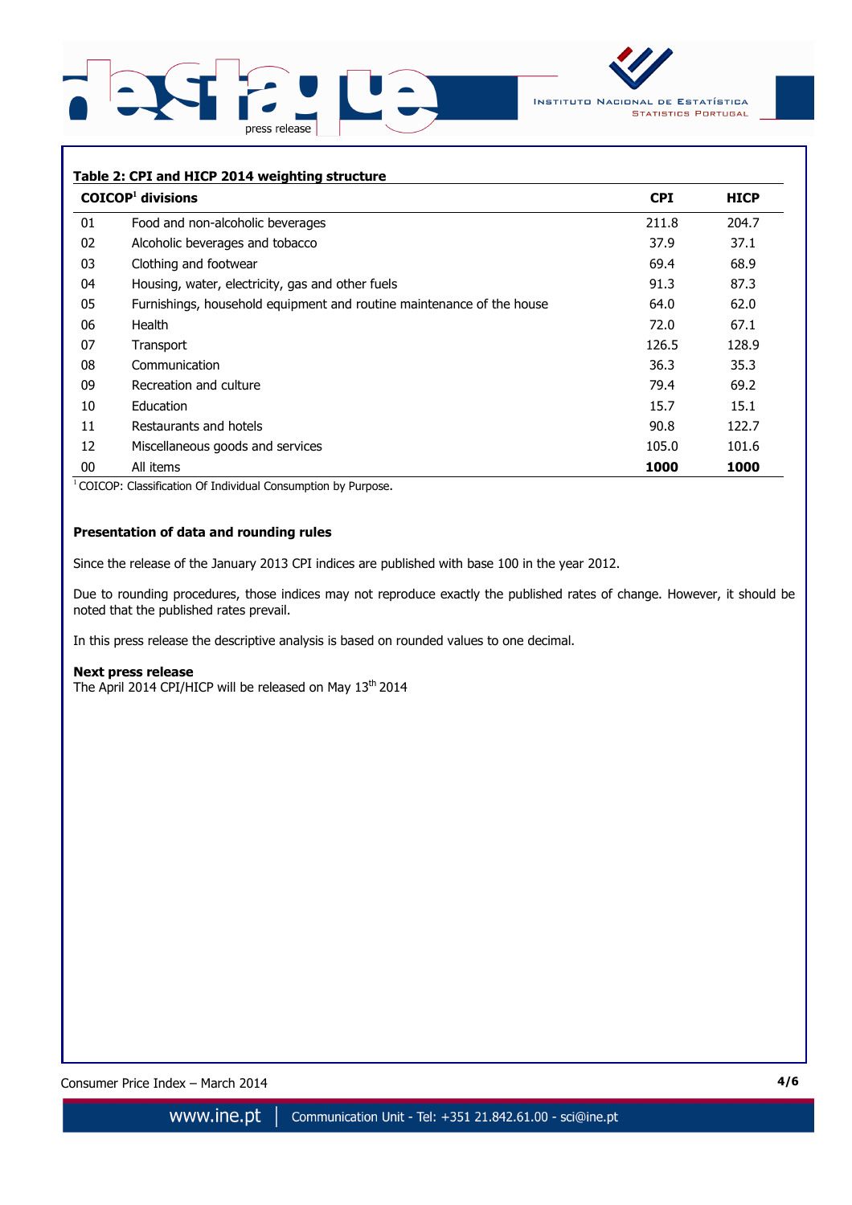**Table 2: CPI and HICP 2014 weighting structure**

| COICOP[1] divisions | | CPI | HICP |
|---|---|---|---|
| 01 | Food and non-alcoholic beverages | 211.8 | 204.7 |
| 02 | Alcoholic beverages and tobacco | 37.9 | 37.1 |
| 03 | Clothing and footwear | 69.4 | 68.9 |
| 04 | Housing, water, electricity, gas and other fuels | 91.3 | 87.3 |
| 05 | Furnishings, household equipment and routine maintenance of the house | 64.0 | 62.0 |
| 06 | Health | 72.0 | 67.1 |
| 07 | Transport | 126.5 | 128.9 |
| 08 | Communication | 36.3 | 35.3 |
| 09 | Recreation and culture | 79.4 | 69.2 |
| 10 | Education | 15.7 | 15.1 |
| 11 | Restaurants and hotels | 90.8 | 122.7 |
| 12 | Miscellaneous goods and services | 105.0 | 101.6 |
| 00 | All items | **1000** | **1000** |

[1] COICOP: Classification Of Individual Consumption by Purpose.

**Presentation of data and rounding rules**

Since the release of the January 2013 CPI indices are published with base 100 in the year 2012.

Due to rounding procedures, those indices may not reproduce exactly the published rates of change. However, it should be noted that the published rates prevail.

In this press release the descriptive analysis is based on rounded values to one decimal.

**Next press release**

The April 2014 CPI/HICP will be released on May 13th 2014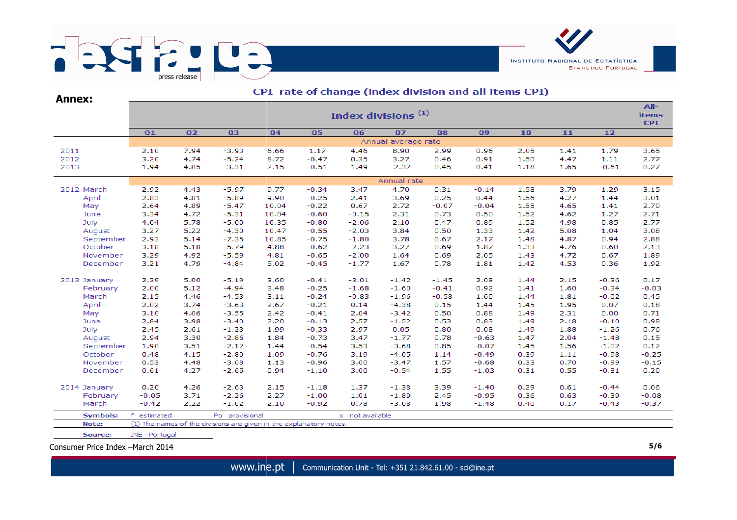**Annex:**

## CPI rate of change (index division and all items CPI)

| | Index divisions [1] | | | | | | | | | | | | All-items CPI |
|---|---|---|---|---|---|---|---|---|---|---|---|---|---|
| | 01 | 02 | 03 | 04 | 05 | 06 | 07 | 08 | 09 | 10 | 11 | 12 | |
| | Annual average rate | | | | | | | | | | | | |
| 2011 | 2.10 | 7.94 | -3.93 | 6.66 | 1.17 | 4.46 | 8.90 | 2.99 | 0.96 | 2.05 | 1.41 | 1.79 | 3.65 |
| 2012 | 3.20 | 4.74 | -5.24 | 8.72 | -0.47 | 0.35 | 3.27 | 0.46 | 0.91 | 1.50 | 4.47 | 1.11 | 2.77 |
| 2013 | 1.94 | 4.05 | -3.31 | 2.15 | -0.51 | 1.49 | -2.32 | 0.45 | 0.41 | 1.18 | 1.65 | -0.61 | 0.27 |
| | Annual rate | | | | | | | | | | | | |
| 2012 March | 2.92 | 4.43 | -5.97 | 9.77 | -0.34 | 3.47 | 4.70 | 0.31 | -0.14 | 1.58 | 3.79 | 1.29 | 3.15 |
| April | 2.83 | 4.81 | -5.89 | 9.90 | -0.25 | 2.41 | 3.69 | 0.25 | 0.44 | 1.56 | 4.27 | 1.44 | 3.01 |
| May | 2.64 | 4.89 | -5.47 | 10.04 | -0.22 | 0.67 | 2.72 | -0.07 | -0.04 | 1.55 | 4.65 | 1.41 | 2.70 |
| June | 3.34 | 4.72 | -5.31 | 10.04 | -0.60 | -0.15 | 2.31 | 0.73 | 0.50 | 1.52 | 4.62 | 1.27 | 2.71 |
| July | 4.04 | 5.78 | -5.00 | 10.35 | -0.80 | -2.06 | 2.10 | 0.47 | 0.89 | 1.52 | 4.98 | 0.85 | 2.77 |
| August | 3.27 | 5.22 | -4.30 | 10.47 | -0.55 | -2.03 | 3.84 | 0.50 | 1.33 | 1.42 | 5.08 | 1.04 | 3.08 |
| September | 2.93 | 5.14 | -7.35 | 10.85 | -0.75 | -1.80 | 3.78 | 0.67 | 2.17 | 1.48 | 4.87 | 0.94 | 2.88 |
| October | 3.18 | 5.18 | -5.79 | 4.88 | -0.62 | -2.23 | 3.27 | 0.69 | 1.87 | 1.33 | 4.76 | 0.60 | 2.13 |
| November | 3.29 | 4.92 | -5.59 | 4.81 | -0.65 | -2.00 | 1.64 | 0.69 | 2.05 | 1.43 | 4.72 | 0.67 | 1.89 |
| December | 3.21 | 4.79 | -4.84 | 5.02 | -0.45 | -1.77 | 1.67 | 0.78 | 1.81 | 1.42 | 4.53 | 0.36 | 1.92 |
| 2013 January | 2.29 | 5.00 | -5.19 | 3.60 | -0.41 | -3.01 | -1.42 | -1.45 | 2.08 | 1.44 | 2.15 | -0.36 | 0.17 |
| February | 2.00 | 5.12 | -4.94 | 3.48 | -0.25 | -1.68 | -1.60 | -0.41 | 0.92 | 1.41 | 1.60 | -0.34 | -0.03 |
| March | 2.15 | 4.46 | -4.53 | 3.11 | -0.24 | -0.83 | -1.96 | -0.58 | 1.60 | 1.44 | 1.81 | -0.02 | 0.45 |
| April | 2.02 | 3.74 | -3.63 | 2.67 | -0.21 | 0.14 | -4.38 | 0.15 | 1.44 | 1.45 | 1.95 | 0.07 | 0.18 |
| May | 3.10 | 4.06 | -3.55 | 2.42 | -0.41 | 2.04 | -3.42 | 0.50 | 0.88 | 1.49 | 2.31 | 0.00 | 0.71 |
| June | 2.84 | 3.98 | -3.40 | 2.20 | -0.13 | 2.57 | -1.52 | 0.53 | 0.83 | 1.49 | 2.18 | -0.10 | 0.98 |
| July | 2.45 | 2.61 | -1.23 | 1.99 | -0.33 | 2.97 | 0.05 | 0.80 | 0.08 | 1.49 | 1.88 | -1.26 | 0.76 |
| August | 2.94 | 3.30 | -2.86 | 1.84 | -0.73 | 3.47 | -1.77 | 0.78 | -0.63 | 1.47 | 2.04 | -1.48 | 0.15 |
| September | 1.90 | 3.51 | -2.12 | 1.44 | -0.54 | 3.53 | -3.68 | 0.85 | -0.07 | 1.45 | 1.56 | -1.02 | 0.12 |
| October | 0.48 | 4.15 | -2.80 | 1.09 | -0.76 | 3.19 | -4.05 | 1.14 | -0.49 | 0.39 | 1.11 | -0.98 | -0.25 |
| November | 0.53 | 4.48 | -3.08 | 1.13 | -0.96 | 3.00 | -3.47 | 1.57 | -0.68 | 0.33 | 0.70 | -0.99 | -0.15 |
| December | 0.61 | 4.27 | -2.65 | 0.94 | -1.10 | 3.00 | -0.54 | 1.55 | -1.03 | 0.31 | 0.55 | -0.81 | 0.20 |
| 2014 January | 0.20 | 4.26 | -2.63 | 2.15 | -1.18 | 1.37 | -1.38 | 3.39 | -1.40 | 0.29 | 0.61 | -0.44 | 0.06 |
| February | -0.05 | 3.71 | -2.26 | 2.27 | -1.00 | 1.01 | -1.89 | 2.45 | -0.95 | 0.36 | 0.63 | -0.39 | -0.08 |
| March | -0.42 | 2.22 | -1.02 | 2.10 | -0.92 | 0.78 | -3.08 | 1.98 | -1.48 | 0.40 | 0.17 | -0.43 | -0.37 |

**Symbols:** f estimated Po provisional x not available

**Note:** (1) The names of the divisions are given in the explanatory notes.

**Source:** INE - Portugal

Consumer Price Index –March 2014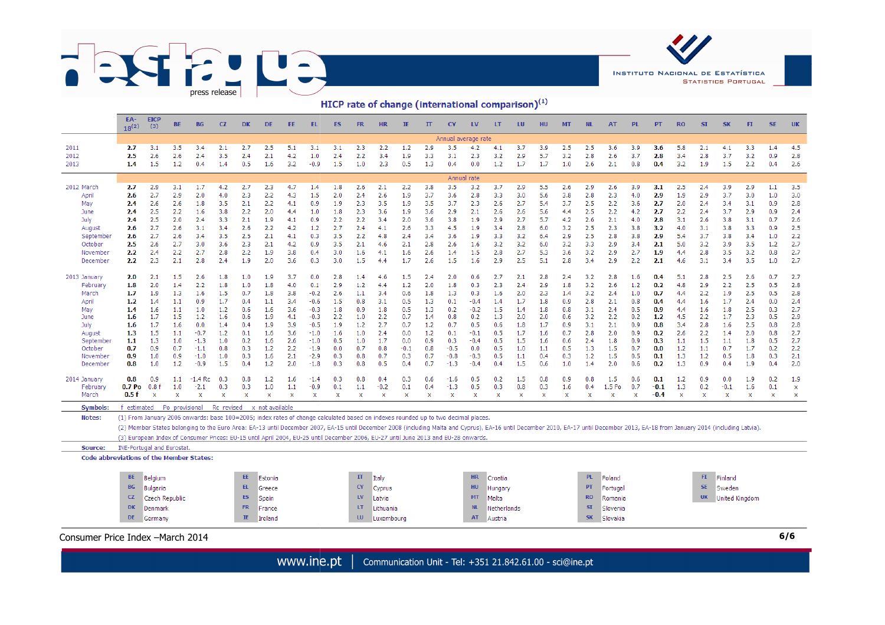## HICP rate of change (international comparison)[1]

| | EA-18[2] | EICP[3] | BE | BG | CZ | DK | DE | EE | EL | ES | FR | HR | IE | IT | CY | LV | LT | LU | HU | MT | NL | AT | PL | PT | RO | SI | SK | FI | SE | UK |
|---|---|---|---|---|---|---|---|---|---|---|---|---|---|---|---|---|---|---|---|---|---|---|---|---|---|---|---|---|---|---|
| | | | | | | | | | | | | | | | Annual average rate | | | | | | | | | | | | | | | |
| 2011 | **2.7** | 3.1 | 3.5 | 3.4 | 2.1 | 2.7 | 2.5 | 5.1 | 3.1 | 3.1 | 2.3 | 2.2 | 1.2 | 2.9 | 3.5 | 4.2 | 4.1 | 3.7 | 3.9 | 2.5 | 2.5 | 3.6 | 3.9 | **3.6** | 5.8 | 2.1 | 4.1 | 3.3 | 1.4 | 4.5 |
| 2012 | **2.5** | 2.6 | 2.6 | 2.4 | 3.5 | 2.4 | 2.1 | 4.2 | 1.0 | 2.4 | 2.2 | 3.4 | 1.9 | 3.3 | 3.1 | 2.3 | 3.2 | 2.9 | 5.7 | 3.2 | 2.8 | 2.6 | 3.7 | **2.8** | 3.4 | 2.8 | 3.7 | 3.2 | 0.9 | 2.8 |
| 2013 | **1.4** | 1.5 | 1.2 | 0.4 | 1.4 | 0.5 | 1.6 | 3.2 | -0.9 | 1.5 | 1.0 | 2.3 | 0.5 | 1.3 | 0.4 | 0.0 | 1.2 | 1.7 | 1.7 | 1.0 | 2.6 | 2.1 | 0.8 | **0.4** | 3.2 | 1.9 | 1.5 | 2.2 | 0.4 | 2.6 |
| | | | | | | | | | | | | | | | Annual rate | | | | | | | | | | | | | | | |
| 2012 March | **2.7** | 2.9 | 3.1 | 1.7 | 4.2 | 2.7 | 2.3 | 4.7 | 1.4 | 1.8 | 2.6 | 2.1 | 2.2 | 3.8 | 3.5 | 3.2 | 3.7 | 2.9 | 5.5 | 2.6 | 2.9 | 2.6 | 3.9 | **3.1** | 2.5 | 2.4 | 3.9 | 2.9 | 1.1 | 3.5 |
| April | **2.6** | 2.7 | 2.9 | 2.0 | 4.0 | 2.3 | 2.2 | 4.3 | 1.5 | 2.0 | 2.4 | 2.6 | 1.9 | 3.7 | 3.6 | 2.8 | 3.3 | 3.0 | 5.6 | 3.8 | 2.8 | 2.3 | 4.0 | **2.9** | 1.9 | 2.9 | 3.7 | 3.0 | 1.0 | 3.0 |
| May | **2.4** | 2.6 | 2.6 | 1.8 | 3.5 | 2.1 | 2.2 | 4.1 | 0.9 | 1.9 | 2.3 | 3.5 | 1.9 | 3.5 | 3.7 | 2.3 | 2.6 | 2.7 | 5.4 | 3.7 | 2.5 | 2.2 | 3.6 | **2.7** | 2.0 | 2.4 | 3.4 | 3.1 | 0.9 | 2.8 |
| June | **2.4** | 2.5 | 2.2 | 1.6 | 3.8 | 2.2 | 2.0 | 4.4 | 1.0 | 1.8 | 2.3 | 3.6 | 1.9 | 3.6 | 2.9 | 2.1 | 2.6 | 2.6 | 5.6 | 4.4 | 2.5 | 2.2 | 4.2 | **2.7** | 2.2 | 2.4 | 3.7 | 2.9 | 0.9 | 2.4 |
| July | **2.4** | 2.5 | 2.0 | 2.4 | 3.3 | 2.1 | 1.9 | 4.1 | 0.9 | 2.2 | 2.2 | 3.4 | 2.0 | 3.6 | 3.8 | 1.9 | 2.9 | 2.7 | 5.7 | 4.2 | 2.6 | 2.1 | 4.0 | **2.8** | 3.1 | 2.6 | 3.8 | 3.1 | 0.7 | 2.6 |
| August | **2.6** | 2.7 | 2.6 | 3.1 | 3.4 | 2.6 | 2.2 | 4.2 | 1.2 | 2.7 | 2.4 | 4.1 | 2.6 | 3.3 | 4.5 | 1.9 | 3.4 | 2.8 | 6.0 | 3.2 | 2.5 | 2.3 | 3.8 | **3.2** | 4.0 | 3.1 | 3.8 | 3.3 | 0.9 | 2.5 |
| September | **2.6** | 2.7 | 2.6 | 3.4 | 3.5 | 2.5 | 2.1 | 4.1 | 0.3 | 3.5 | 2.2 | 4.8 | 2.4 | 3.4 | 3.6 | 1.9 | 3.3 | 3.2 | 6.4 | 2.9 | 2.5 | 2.8 | 3.8 | **2.9** | 5.4 | 3.7 | 3.8 | 3.4 | 1.0 | 2.2 |
| October | **2.5** | 2.6 | 2.7 | 3.0 | 3.6 | 2.3 | 2.1 | 4.2 | 0.9 | 3.5 | 2.1 | 4.6 | 2.1 | 2.8 | 2.6 | 1.6 | 3.2 | 3.2 | 6.0 | 3.2 | 3.3 | 2.9 | 3.4 | **2.1** | 5.0 | 3.2 | 3.9 | 3.5 | 1.2 | 2.7 |
| November | **2.2** | 2.4 | 2.2 | 2.7 | 2.8 | 2.2 | 1.9 | 3.8 | 0.4 | 3.0 | 1.6 | 4.1 | 1.6 | 2.6 | 1.4 | 1.5 | 2.8 | 2.7 | 5.3 | 3.6 | 3.2 | 2.9 | 2.7 | **1.9** | 4.4 | 2.8 | 3.5 | 3.2 | 0.8 | 2.7 |
| December | **2.2** | 2.3 | 2.1 | 2.8 | 2.4 | 1.9 | 2.0 | 3.6 | 0.3 | 3.0 | 1.5 | 4.4 | 1.7 | 2.6 | 1.5 | 1.6 | 2.9 | 2.5 | 5.1 | 2.8 | 3.4 | 2.9 | 2.2 | **2.1** | 4.6 | 3.1 | 3.4 | 3.5 | 1.0 | 2.7 |
| 2013 January | **2.0** | 2.1 | 1.5 | 2.6 | 1.8 | 1.0 | 1.9 | 3.7 | 0.0 | 2.8 | 1.4 | 4.6 | 1.5 | 2.4 | 2.0 | 0.6 | 2.7 | 2.1 | 2.8 | 2.4 | 3.2 | 2.8 | 1.6 | **0.4** | 5.1 | 2.8 | 2.5 | 2.6 | 0.7 | 2.7 |
| February | **1.8** | 2.0 | 1.4 | 2.2 | 1.8 | 1.0 | 1.8 | 4.0 | 0.1 | 2.9 | 1.2 | 4.4 | 1.2 | 2.0 | 1.8 | 0.3 | 2.3 | 2.4 | 2.9 | 1.8 | 3.2 | 2.6 | 1.2 | **0.2** | 4.8 | 2.9 | 2.2 | 2.5 | 0.5 | 2.8 |
| March | **1.7** | 1.9 | 1.3 | 1.6 | 1.5 | 0.7 | 1.8 | 3.8 | -0.2 | 2.6 | 1.1 | 3.4 | 0.6 | 1.8 | 1.3 | 0.3 | 1.6 | 2.0 | 2.3 | 1.4 | 3.2 | 2.4 | 1.0 | **0.7** | 4.4 | 2.2 | 1.9 | 2.5 | 0.5 | 2.8 |
| April | **1.2** | 1.4 | 1.1 | 0.9 | 1.7 | 0.4 | 1.1 | 3.4 | -0.6 | 1.5 | 0.8 | 3.1 | 0.5 | 1.3 | 0.1 | -0.4 | 1.4 | 1.7 | 1.8 | 0.9 | 2.8 | 2.1 | 0.8 | **0.4** | 4.4 | 1.6 | 1.7 | 2.4 | 0.0 | 2.4 |
| May | **1.4** | 1.6 | 1.1 | 1.0 | 1.2 | 0.6 | 1.6 | 3.6 | -0.3 | 1.8 | 0.9 | 1.8 | 0.5 | 1.3 | 0.2 | -0.2 | 1.5 | 1.4 | 1.8 | 0.8 | 3.1 | 2.4 | 0.5 | **0.9** | 4.4 | 1.6 | 1.8 | 2.5 | 0.3 | 2.7 |
| June | **1.6** | 1.7 | 1.5 | 1.2 | 1.6 | 0.6 | 1.9 | 4.1 | -0.3 | 2.2 | 1.0 | 2.2 | 0.7 | 1.4 | 0.8 | 0.2 | 1.3 | 2.0 | 2.0 | 0.6 | 3.2 | 2.2 | 0.2 | **1.2** | 4.5 | 2.2 | 1.7 | 2.3 | 0.5 | 2.9 |
| July | **1.6** | 1.7 | 1.6 | 0.0 | 1.4 | 0.4 | 1.9 | 3.9 | -0.5 | 1.9 | 1.2 | 2.7 | 0.7 | 1.2 | 0.7 | 0.5 | 0.6 | 1.8 | 1.7 | 0.9 | 3.1 | 2.1 | 0.9 | **0.8** | 3.4 | 2.8 | 1.6 | 2.5 | 0.8 | 2.8 |
| August | **1.3** | 1.5 | 1.1 | -0.7 | 1.2 | 0.1 | 1.6 | 3.6 | -1.0 | 1.6 | 1.0 | 2.4 | 0.0 | 1.2 | 0.1 | -0.1 | 0.5 | 1.7 | 1.6 | 0.7 | 2.8 | 2.0 | 0.9 | **0.2** | 2.6 | 2.2 | 1.4 | 2.0 | 0.8 | 2.7 |
| September | **1.1** | 1.3 | 1.0 | -1.3 | 1.0 | 0.2 | 1.6 | 2.6 | -1.0 | 0.5 | 1.0 | 1.7 | 0.0 | 0.9 | 0.3 | -0.4 | 0.5 | 1.5 | 1.6 | 0.6 | 2.4 | 1.8 | 0.9 | **0.3** | 1.1 | 1.5 | 1.1 | 1.8 | 0.5 | 2.7 |
| October | **0.7** | 0.9 | 0.7 | -1.1 | 0.8 | 0.3 | 1.2 | 2.2 | -1.9 | 0.0 | 0.7 | 0.8 | -0.1 | 0.8 | -0.5 | 0.0 | 0.5 | 1.0 | 1.1 | 0.5 | 1.3 | 1.5 | 0.7 | **0.0** | 1.2 | 1.1 | 0.7 | 1.7 | 0.2 | 2.2 |
| November | **0.9** | 1.0 | 0.9 | -1.0 | 1.0 | 0.3 | 1.6 | 2.1 | -2.9 | 0.3 | 0.8 | 0.7 | 0.3 | 0.7 | -0.8 | -0.3 | 0.5 | 1.1 | 0.4 | 0.3 | 1.2 | 1.5 | 0.5 | **0.1** | 1.3 | 1.2 | 0.5 | 1.8 | 0.3 | 2.1 |
| December | **0.8** | 1.0 | 1.2 | -0.9 | 1.5 | 0.4 | 1.2 | 2.0 | -1.8 | 0.3 | 0.8 | 0.5 | 0.4 | 0.7 | -1.3 | -0.4 | 0.4 | 1.5 | 0.6 | 1.0 | 1.4 | 2.0 | 0.6 | **0.2** | 1.3 | 0.9 | 0.4 | 1.9 | 0.4 | 2.0 |
| 2014 January | **0.8** | 0.9 | 1.1 | -1.4 Rc | 0.3 | 0.8 | 1.2 | 1.6 | -1.4 | 0.3 | 0.8 | 0.4 | 0.3 | 0.6 | -1.6 | 0.5 | 0.2 | 1.5 | 0.8 | 0.9 | 0.8 | 1.5 | 0.6 | **0.1** | 1.2 | 0.9 | 0.0 | 1.9 | 0.2 | 1.9 |
| February | **0.7 Po** | 0.8 f | 1.0 | -2.1 | 0.3 | 0.3 | 1.0 | 1.1 | -0.9 | 0.1 | 1.1 | -0.2 | 0.1 | 0.4 | -1.3 | 0.5 | 0.3 | 0.8 | 0.3 | 1.6 | 0.4 | 1.5 Po | 0.7 | **-0.1** | 1.3 | 0.2 | -0.1 | 1.6 | 0.1 | x |
| March | **0.5 f** | x | x | x | x | x | x | x | x | x | x | x | x | x | x | x | x | x | x | x | x | x | x | **-0.4** | x | x | x | x | x | x |

**Symbols:** f estimated Po provisional Rc revised x not available

**Notes:**

(1) From January 2006 onwards: base 100=2005; index rates of change calculated based on indexes rounded up to two decimal places.

(2) Member States belonging to the Euro Area: EA-13 until December 2007, EA-15 until December 2008 (including Malta and Cyprus), EA-16 until December 2010, EA-17 until December 2013, EA-18 from January 2014 (including Latvia).

(3) European Index of Consumer Prices: EU-15 until April 2004, EU-25 until December 2006, EU-27 until June 2013 and EU-28 onwards.

**Source:** INE-Portugal and Eurostat.

**Code abbreviations of the Member States:**

| | | | | | | | | | | | |
|---|---|---|---|---|---|---|---|---|---|---|---|
| BE | Belgium | EE | Estonia | IT | Italy | HR | Croatia | PL | Poland | FI | Finland |
| BG | Bulgaria | EL | Greece | CY | Cyprus | HU | Hungary | PT | Portugal | SE | Sweden |
| CZ | Czech Republic | ES | Spain | LV | Latvia | MT | Malta | RO | Romania | UK | United Kingdom |
| DK | Denmark | FR | France | LT | Lithuania | NL | Netherlands | SI | Slovenia | | |
| DE | Germany | IE | Ireland | LU | Luxembourg | AT | Austria | SK | Slovakia | | |